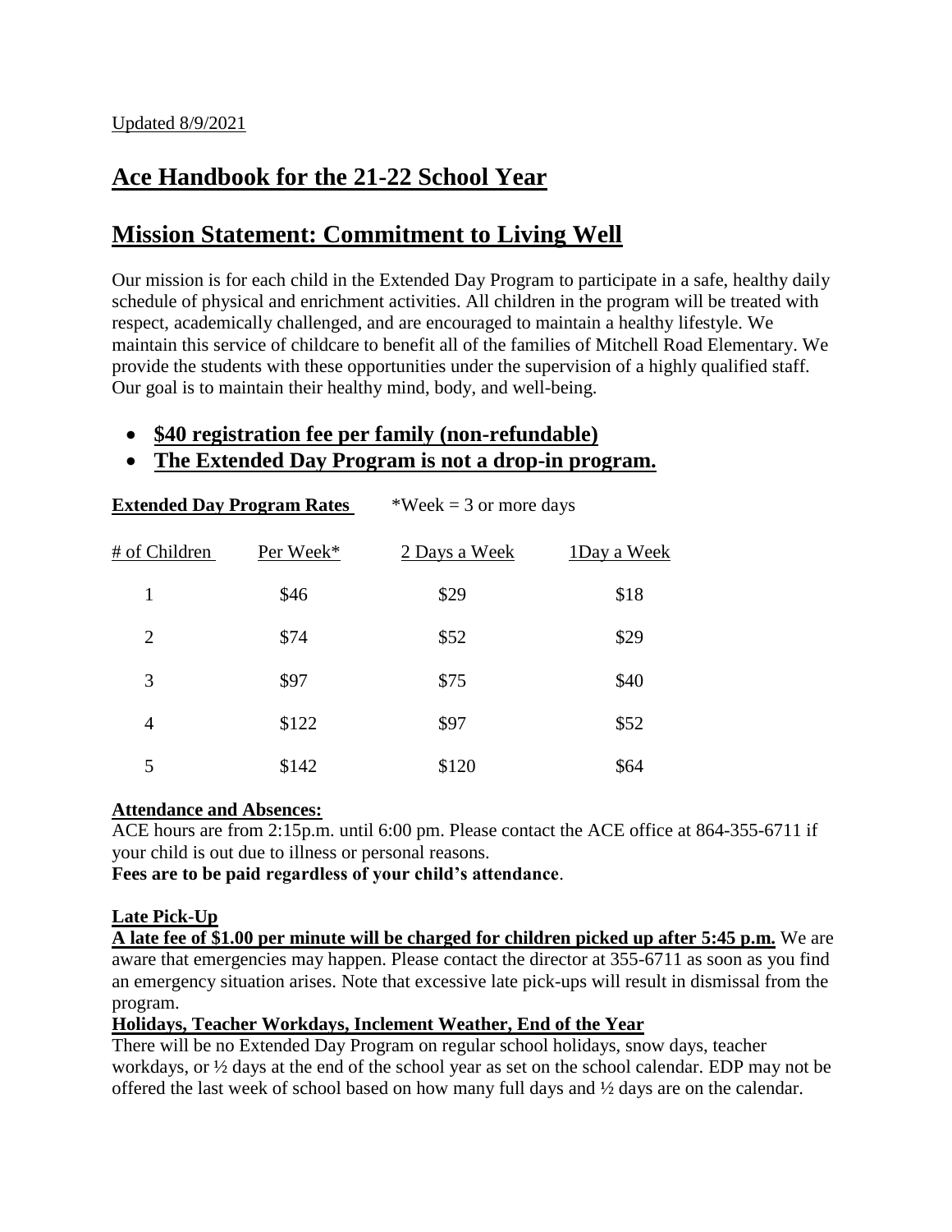Updated 8/9/2021

# Ace Handbook for the 21-22 School Year

# Mission Statement: Commitment to Living Well

Our mission is for each child in the Extended Day Program to participate in a safe, healthy daily schedule of physical and enrichment activities. All children in the program will be treated with respect, academically challenged, and are encouraged to maintain a healthy lifestyle. We maintain this service of childcare to benefit all of the families of Mitchell Road Elementary. We provide the students with these opportunities under the supervision of a highly qualified staff. Our goal is to maintain their healthy mind, body, and well-being.

- **$40 registration fee per family (non-refundable)**
- **The Extended Day Program is not a drop-in program.**

**Extended Day Program Rates** *Week = 3 or more days

| # of Children | Per Week* | 2 Days a Week | 1Day a Week |
|---|---|---|---|
| 1 | $46 | $29 | $18 |
| 2 | $74 | $52 | $29 |
| 3 | $97 | $75 | $40 |
| 4 | $122 | $97 | $52 |
| 5 | $142 | $120 | $64 |

**Attendance and Absences:**

ACE hours are from 2:15p.m. until 6:00 pm. Please contact the ACE office at 864-355-6711 if your child is out due to illness or personal reasons.

**Fees are to be paid regardless of your child's attendance**.

**Late Pick-Up**

**A late fee of $1.00 per minute will be charged for children picked up after 5:45 p.m.** We are aware that emergencies may happen. Please contact the director at 355-6711 as soon as you find an emergency situation arises. Note that excessive late pick-ups will result in dismissal from the program.

**Holidays, Teacher Workdays, Inclement Weather, End of the Year**

There will be no Extended Day Program on regular school holidays, snow days, teacher workdays, or ½ days at the end of the school year as set on the school calendar. EDP may not be offered the last week of school based on how many full days and ½ days are on the calendar.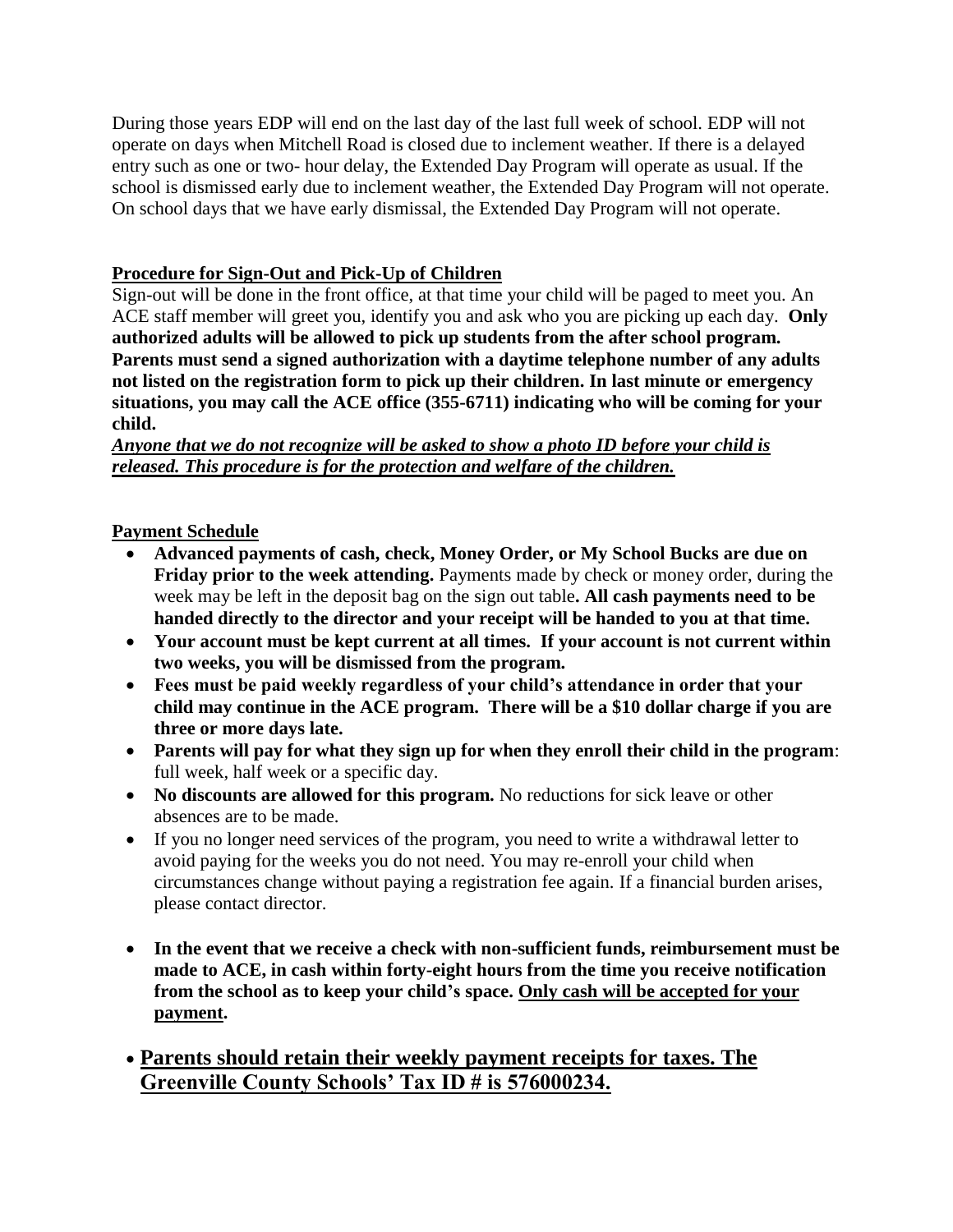During those years EDP will end on the last day of the last full week of school. EDP will not operate on days when Mitchell Road is closed due to inclement weather. If there is a delayed entry such as one or two- hour delay, the Extended Day Program will operate as usual. If the school is dismissed early due to inclement weather, the Extended Day Program will not operate. On school days that we have early dismissal, the Extended Day Program will not operate.

## Procedure for Sign-Out and Pick-Up of Children

Sign-out will be done in the front office, at that time your child will be paged to meet you. An ACE staff member will greet you, identify you and ask who you are picking up each day. **Only authorized adults will be allowed to pick up students from the after school program. Parents must send a signed authorization with a daytime telephone number of any adults not listed on the registration form to pick up their children. In last minute or emergency situations, you may call the ACE office (355-6711) indicating who will be coming for your child.**

***Anyone that we do not recognize will be asked to show a photo ID before your child is released. This procedure is for the protection and welfare of the children.***

## Payment Schedule

- **Advanced payments of cash, check, Money Order, or My School Bucks are due on Friday prior to the week attending.** Payments made by check or money order, during the week may be left in the deposit bag on the sign out table**. All cash payments need to be handed directly to the director and your receipt will be handed to you at that time.**
- **Your account must be kept current at all times. If your account is not current within two weeks, you will be dismissed from the program.**
- **Fees must be paid weekly regardless of your child's attendance in order that your child may continue in the ACE program. There will be a $10 dollar charge if you are three or more days late.**
- **Parents will pay for what they sign up for when they enroll their child in the program**: full week, half week or a specific day.
- **No discounts are allowed for this program.** No reductions for sick leave or other absences are to be made.
- If you no longer need services of the program, you need to write a withdrawal letter to avoid paying for the weeks you do not need. You may re-enroll your child when circumstances change without paying a registration fee again. If a financial burden arises, please contact director.
- **In the event that we receive a check with non-sufficient funds, reimbursement must be made to ACE, in cash within forty-eight hours from the time you receive notification from the school as to keep your child's space. Only cash will be accepted for your payment.**
- **Parents should retain their weekly payment receipts for taxes. The Greenville County Schools' Tax ID # is 576000234.**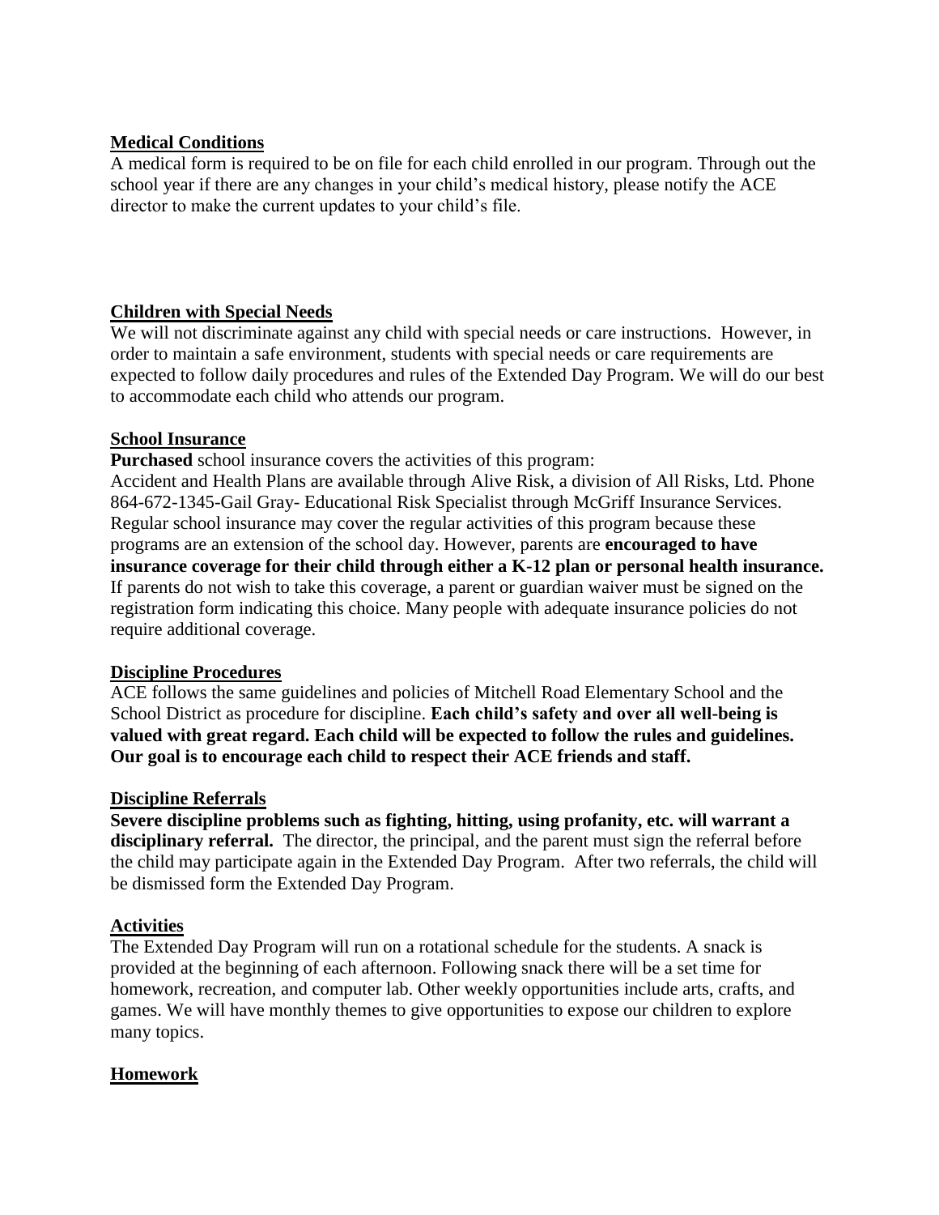## Medical Conditions

A medical form is required to be on file for each child enrolled in our program. Through out the school year if there are any changes in your child's medical history, please notify the ACE director to make the current updates to your child's file.

## Children with Special Needs

We will not discriminate against any child with special needs or care instructions. However, in order to maintain a safe environment, students with special needs or care requirements are expected to follow daily procedures and rules of the Extended Day Program. We will do our best to accommodate each child who attends our program.

## School Insurance

**Purchased** school insurance covers the activities of this program:
Accident and Health Plans are available through Alive Risk, a division of All Risks, Ltd. Phone 864-672-1345-Gail Gray- Educational Risk Specialist through McGriff Insurance Services. Regular school insurance may cover the regular activities of this program because these programs are an extension of the school day. However, parents are **encouraged to have insurance coverage for their child through either a K-12 plan or personal health insurance.** If parents do not wish to take this coverage, a parent or guardian waiver must be signed on the registration form indicating this choice. Many people with adequate insurance policies do not require additional coverage.

## Discipline Procedures

ACE follows the same guidelines and policies of Mitchell Road Elementary School and the School District as procedure for discipline. **Each child's safety and over all well-being is valued with great regard. Each child will be expected to follow the rules and guidelines. Our goal is to encourage each child to respect their ACE friends and staff.**

## Discipline Referrals

**Severe discipline problems such as fighting, hitting, using profanity, etc. will warrant a disciplinary referral.** The director, the principal, and the parent must sign the referral before the child may participate again in the Extended Day Program. After two referrals, the child will be dismissed form the Extended Day Program.

## Activities

The Extended Day Program will run on a rotational schedule for the students. A snack is provided at the beginning of each afternoon. Following snack there will be a set time for homework, recreation, and computer lab. Other weekly opportunities include arts, crafts, and games. We will have monthly themes to give opportunities to expose our children to explore many topics.

## Homework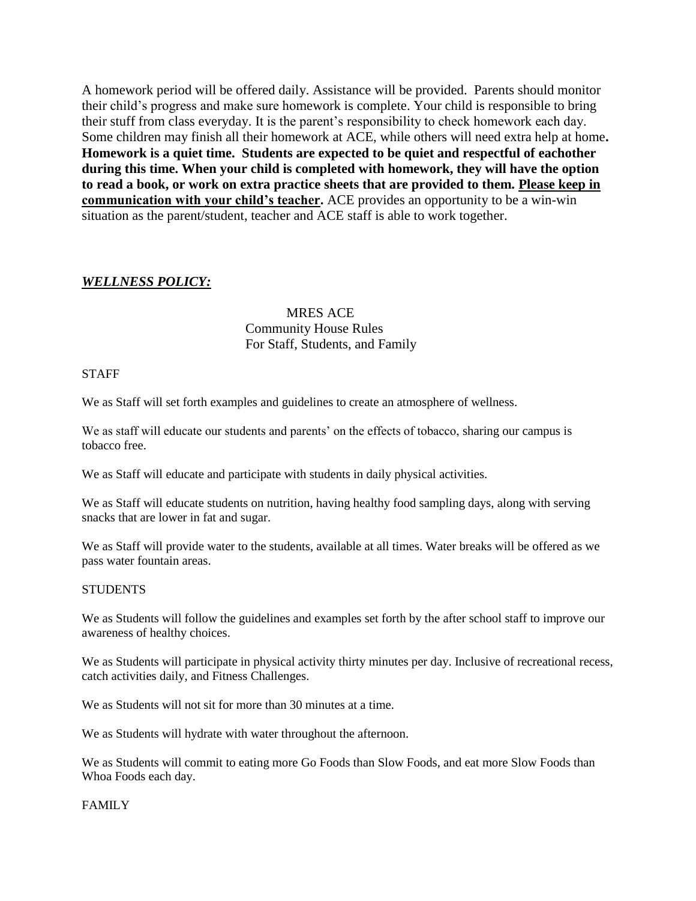A homework period will be offered daily. Assistance will be provided. Parents should monitor their child's progress and make sure homework is complete. Your child is responsible to bring their stuff from class everyday. It is the parent's responsibility to check homework each day. Some children may finish all their homework at ACE, while others will need extra help at home**. Homework is a quiet time. Students are expected to be quiet and respectful of eachother during this time. When your child is completed with homework, they will have the option to read a book, or work on extra practice sheets that are provided to them. <u>Please keep in communication with your child's teacher</u>.** ACE provides an opportunity to be a win-win situation as the parent/student, teacher and ACE staff is able to work together.

***<u>WELLNESS POLICY:</u>***

MRES ACE
Community House Rules
For Staff, Students, and Family

STAFF

We as Staff will set forth examples and guidelines to create an atmosphere of wellness.

We as staff will educate our students and parents' on the effects of tobacco, sharing our campus is tobacco free.

We as Staff will educate and participate with students in daily physical activities.

We as Staff will educate students on nutrition, having healthy food sampling days, along with serving snacks that are lower in fat and sugar.

We as Staff will provide water to the students, available at all times. Water breaks will be offered as we pass water fountain areas.

STUDENTS

We as Students will follow the guidelines and examples set forth by the after school staff to improve our awareness of healthy choices.

We as Students will participate in physical activity thirty minutes per day. Inclusive of recreational recess, catch activities daily, and Fitness Challenges.

We as Students will not sit for more than 30 minutes at a time.

We as Students will hydrate with water throughout the afternoon.

We as Students will commit to eating more Go Foods than Slow Foods, and eat more Slow Foods than Whoa Foods each day.

FAMILY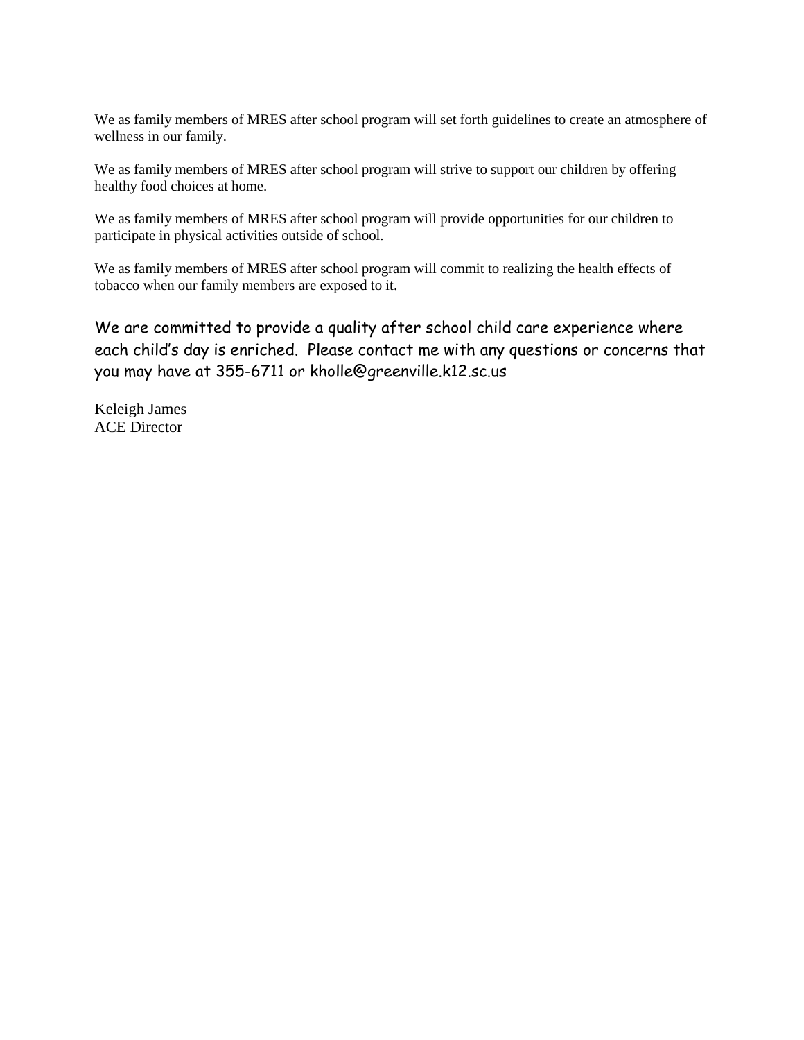We as family members of MRES after school program will set forth guidelines to create an atmosphere of wellness in our family.

We as family members of MRES after school program will strive to support our children by offering healthy food choices at home.

We as family members of MRES after school program will provide opportunities for our children to participate in physical activities outside of school.

We as family members of MRES after school program will commit to realizing the health effects of tobacco when our family members are exposed to it.

We are committed to provide a quality after school child care experience where each child's day is enriched. Please contact me with any questions or concerns that you may have at 355-6711 or kholle@greenville.k12.sc.us

Keleigh James
ACE Director